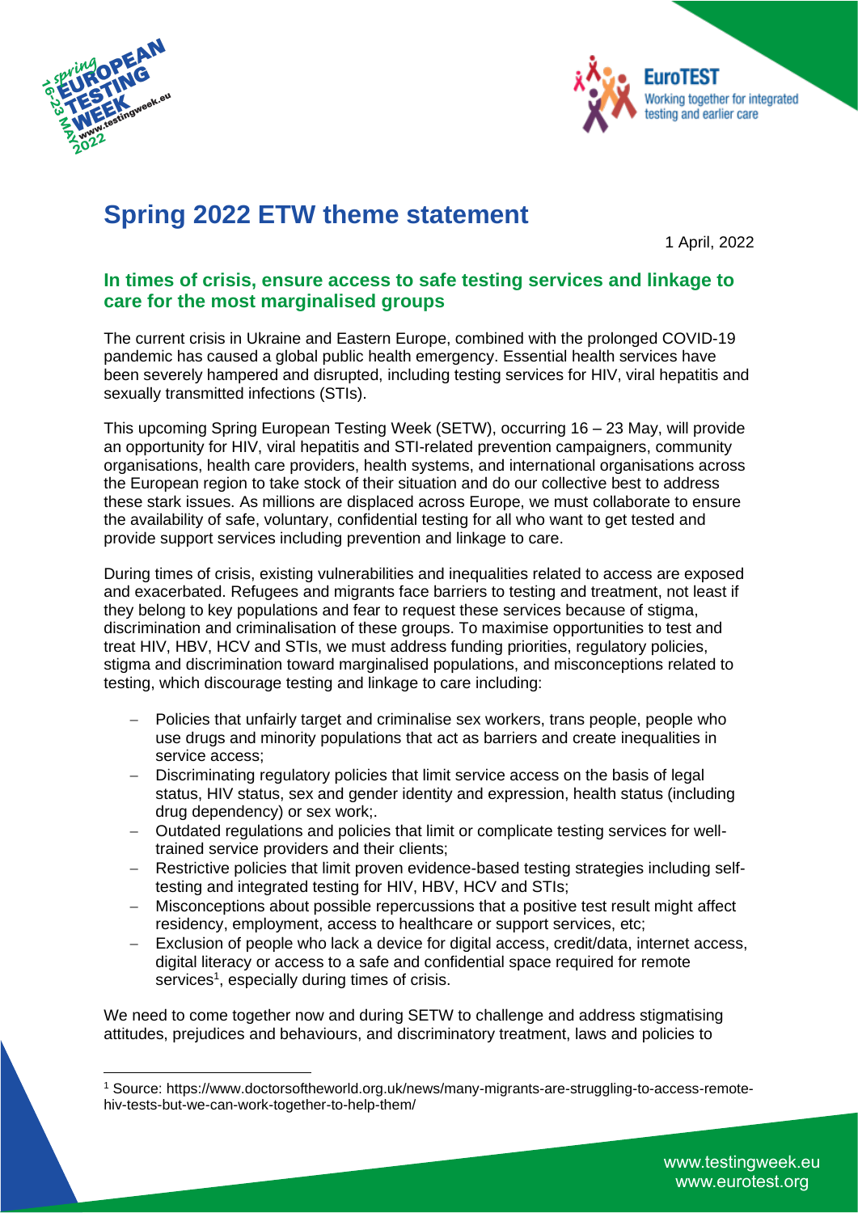# Spring 2022 ETW theme statement

1 April, 2022

## In times of crisis, ensure access to safe testing services and linkage to care for the most marginalised groups

The current crisis in Ukraine and Eastern Europe, combined with the prolonged COVID-19 pandemic has caused a global public health emergency. Essential health services have been severely hampered and disrupted, including testing services for HIV, viral hepatitis and sexually transmitted infections (STIs).

This upcoming Spring European Testing Week (SETW), occurring 16 – 23 May, will provide an opportunity for HIV, viral hepatitis and STI-related prevention campaigners, community organisations, health care providers, health systems, and international organisations across the European region to take stock of their situation and do our collective best to address these stark issues. As millions are displaced across Europe, we must collaborate to ensure the availability of safe, voluntary, confidential testing for all who want to get tested and provide support services including prevention and linkage to care.

During times of crisis, existing vulnerabilities and inequalities related to access are exposed and exacerbated. Refugees and migrants face barriers to testing and treatment, not least if they belong to key populations and fear to request these services because of stigma, discrimination and criminalisation of these groups. To maximise opportunities to test and treat HIV, HBV, HCV and STIs, we must address funding priorities, regulatory policies, stigma and discrimination toward marginalised populations, and misconceptions related to testing, which discourage testing and linkage to care including:

- Policies that unfairly target and criminalise sex workers, trans people, people who use drugs and minority populations that act as barriers and create inequalities in service access;
- Discriminating regulatory policies that limit service access on the basis of legal status, HIV status, sex and gender identity and expression, health status (including drug dependency) or sex work;.
- Outdated regulations and policies that limit or complicate testing services for well-trained service providers and their clients;
- Restrictive policies that limit proven evidence-based testing strategies including self-testing and integrated testing for HIV, HBV, HCV and STIs;
- Misconceptions about possible repercussions that a positive test result might affect residency, employment, access to healthcare or support services, etc;
- Exclusion of people who lack a device for digital access, credit/data, internet access, digital literacy or access to a safe and confidential space required for remote services[1], especially during times of crisis.

We need to come together now and during SETW to challenge and address stigmatising attitudes, prejudices and behaviours, and discriminatory treatment, laws and policies to

[1] Source: https://www.doctorsoftheworld.org.uk/news/many-migrants-are-struggling-to-access-remote-hiv-tests-but-we-can-work-together-to-help-them/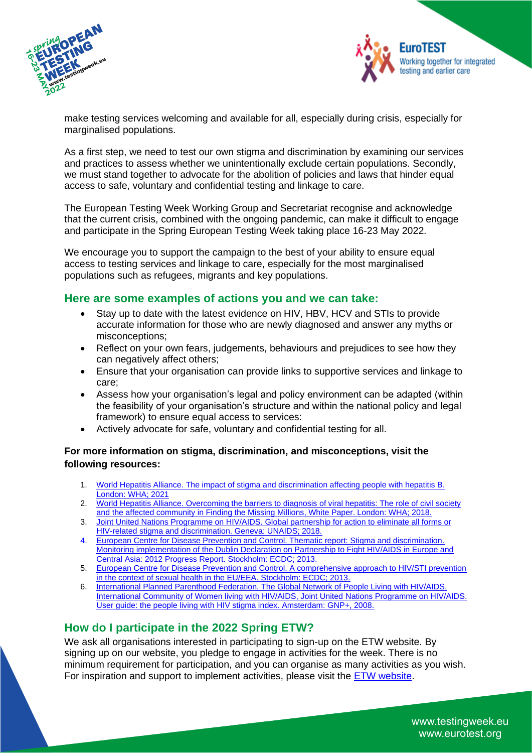make testing services welcoming and available for all, especially during crisis, especially for marginalised populations.

As a first step, we need to test our own stigma and discrimination by examining our services and practices to assess whether we unintentionally exclude certain populations. Secondly, we must stand together to advocate for the abolition of policies and laws that hinder equal access to safe, voluntary and confidential testing and linkage to care.

The European Testing Week Working Group and Secretariat recognise and acknowledge that the current crisis, combined with the ongoing pandemic, can make it difficult to engage and participate in the Spring European Testing Week taking place 16-23 May 2022.

We encourage you to support the campaign to the best of your ability to ensure equal access to testing services and linkage to care, especially for the most marginalised populations such as refugees, migrants and key populations.

## Here are some examples of actions you and we can take:

- Stay up to date with the latest evidence on HIV, HBV, HCV and STIs to provide accurate information for those who are newly diagnosed and answer any myths or misconceptions;
- Reflect on your own fears, judgements, behaviours and prejudices to see how they can negatively affect others;
- Ensure that your organisation can provide links to supportive services and linkage to care;
- Assess how your organisation's legal and policy environment can be adapted (within the feasibility of your organisation's structure and within the national policy and legal framework) to ensure equal access to services:
- Actively advocate for safe, voluntary and confidential testing for all.

**For more information on stigma, discrimination, and misconceptions, visit the following resources:**

1. World Hepatitis Alliance. The impact of stigma and discrimination affecting people with hepatitis B. London: WHA; 2021
2. World Hepatitis Alliance. Overcoming the barriers to diagnosis of viral hepatitis: The role of civil society and the affected community in Finding the Missing Millions, White Paper. London: WHA; 2018.
3. Joint United Nations Programme on HIV/AIDS. Global partnership for action to eliminate all forms or HIV-related stigma and discrimination. Geneva: UNAIDS; 2018.
4. European Centre for Disease Prevention and Control. Thematic report: Stigma and discrimination. Monitoring implementation of the Dublin Declaration on Partnership to Fight HIV/AIDS in Europe and Central Asia: 2012 Progress Report. Stockholm: ECDC; 2013.
5. European Centre for Disease Prevention and Control. A comprehensive approach to HIV/STI prevention in the context of sexual health in the EU/EEA. Stockholm: ECDC; 2013.
6. International Planned Parenthood Federation, The Global Network of People Living with HIV/AIDS, International Community of Women living with HIV/AIDS, Joint United Nations Programme on HIV/AIDS. User guide: the people living with HIV stigma index. Amsterdam: GNP+, 2008.

## How do I participate in the 2022 Spring ETW?

We ask all organisations interested in participating to sign-up on the ETW website. By signing up on our website, you pledge to engage in activities for the week. There is no minimum requirement for participation, and you can organise as many activities as you wish. For inspiration and support to implement activities, please visit the ETW website.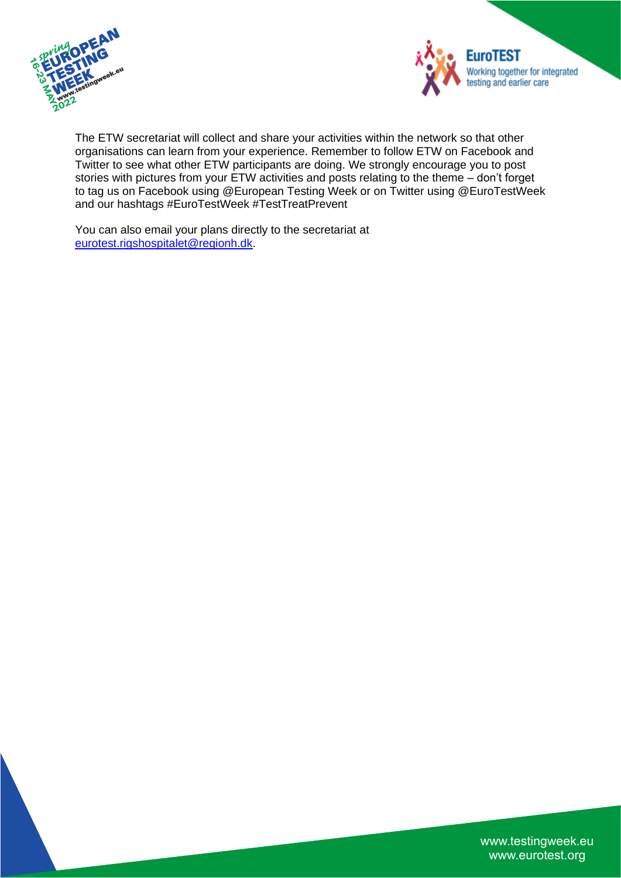The ETW secretariat will collect and share your activities within the network so that other organisations can learn from your experience. Remember to follow ETW on Facebook and Twitter to see what other ETW participants are doing. We strongly encourage you to post stories with pictures from your ETW activities and posts relating to the theme – don't forget to tag us on Facebook using @European Testing Week or on Twitter using @EuroTestWeek and our hashtags #EuroTestWeek #TestTreatPrevent

You can also email your plans directly to the secretariat at eurotest.rigshospitalet@regionh.dk.